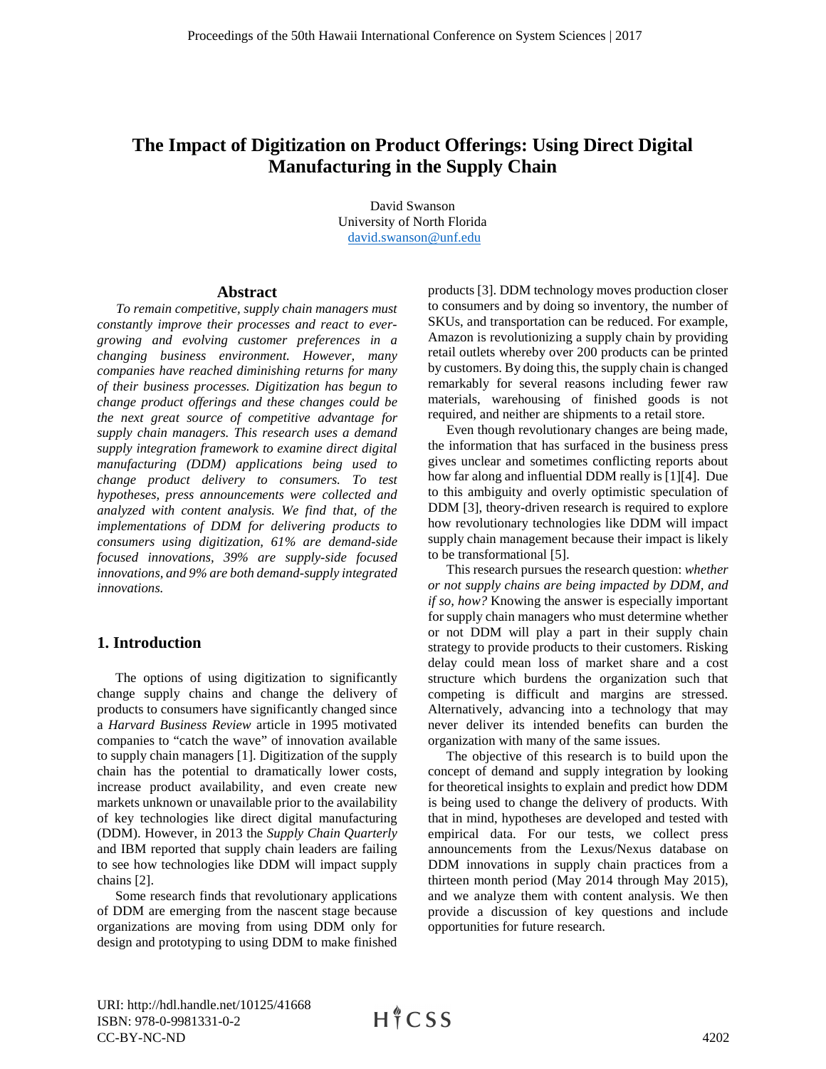# The Impact of Digitization on Product Offerings: Using Direct Digital Manufacturing in the Supply Chain

David Swanson
University of North Florida
david.swanson@unf.edu

## Abstract

*To remain competitive, supply chain managers must constantly improve their processes and react to ever-growing and evolving customer preferences in a changing business environment. However, many companies have reached diminishing returns for many of their business processes. Digitization has begun to change product offerings and these changes could be the next great source of competitive advantage for supply chain managers. This research uses a demand supply integration framework to examine direct digital manufacturing (DDM) applications being used to change product delivery to consumers. To test hypotheses, press announcements were collected and analyzed with content analysis. We find that, of the implementations of DDM for delivering products to consumers using digitization, 61% are demand-side focused innovations, 39% are supply-side focused innovations, and 9% are both demand-supply integrated innovations.*

## 1. Introduction

The options of using digitization to significantly change supply chains and change the delivery of products to consumers have significantly changed since a *Harvard Business Review* article in 1995 motivated companies to "catch the wave" of innovation available to supply chain managers [1]. Digitization of the supply chain has the potential to dramatically lower costs, increase product availability, and even create new markets unknown or unavailable prior to the availability of key technologies like direct digital manufacturing (DDM). However, in 2013 the *Supply Chain Quarterly* and IBM reported that supply chain leaders are failing to see how technologies like DDM will impact supply chains [2].

Some research finds that revolutionary applications of DDM are emerging from the nascent stage because organizations are moving from using DDM only for design and prototyping to using DDM to make finished products [3]. DDM technology moves production closer to consumers and by doing so inventory, the number of SKUs, and transportation can be reduced. For example, Amazon is revolutionizing a supply chain by providing retail outlets whereby over 200 products can be printed by customers. By doing this, the supply chain is changed remarkably for several reasons including fewer raw materials, warehousing of finished goods is not required, and neither are shipments to a retail store.

Even though revolutionary changes are being made, the information that has surfaced in the business press gives unclear and sometimes conflicting reports about how far along and influential DDM really is [1][4]. Due to this ambiguity and overly optimistic speculation of DDM [3], theory-driven research is required to explore how revolutionary technologies like DDM will impact supply chain management because their impact is likely to be transformational [5].

This research pursues the research question: *whether or not supply chains are being impacted by DDM, and if so, how?* Knowing the answer is especially important for supply chain managers who must determine whether or not DDM will play a part in their supply chain strategy to provide products to their customers. Risking delay could mean loss of market share and a cost structure which burdens the organization such that competing is difficult and margins are stressed. Alternatively, advancing into a technology that may never deliver its intended benefits can burden the organization with many of the same issues.

The objective of this research is to build upon the concept of demand and supply integration by looking for theoretical insights to explain and predict how DDM is being used to change the delivery of products. With that in mind, hypotheses are developed and tested with empirical data. For our tests, we collect press announcements from the Lexus/Nexus database on DDM innovations in supply chain practices from a thirteen month period (May 2014 through May 2015), and we analyze them with content analysis. We then provide a discussion of key questions and include opportunities for future research.

URI: http://hdl.handle.net/10125/41668
ISBN: 978-0-9981331-0-2
CC-BY-NC-ND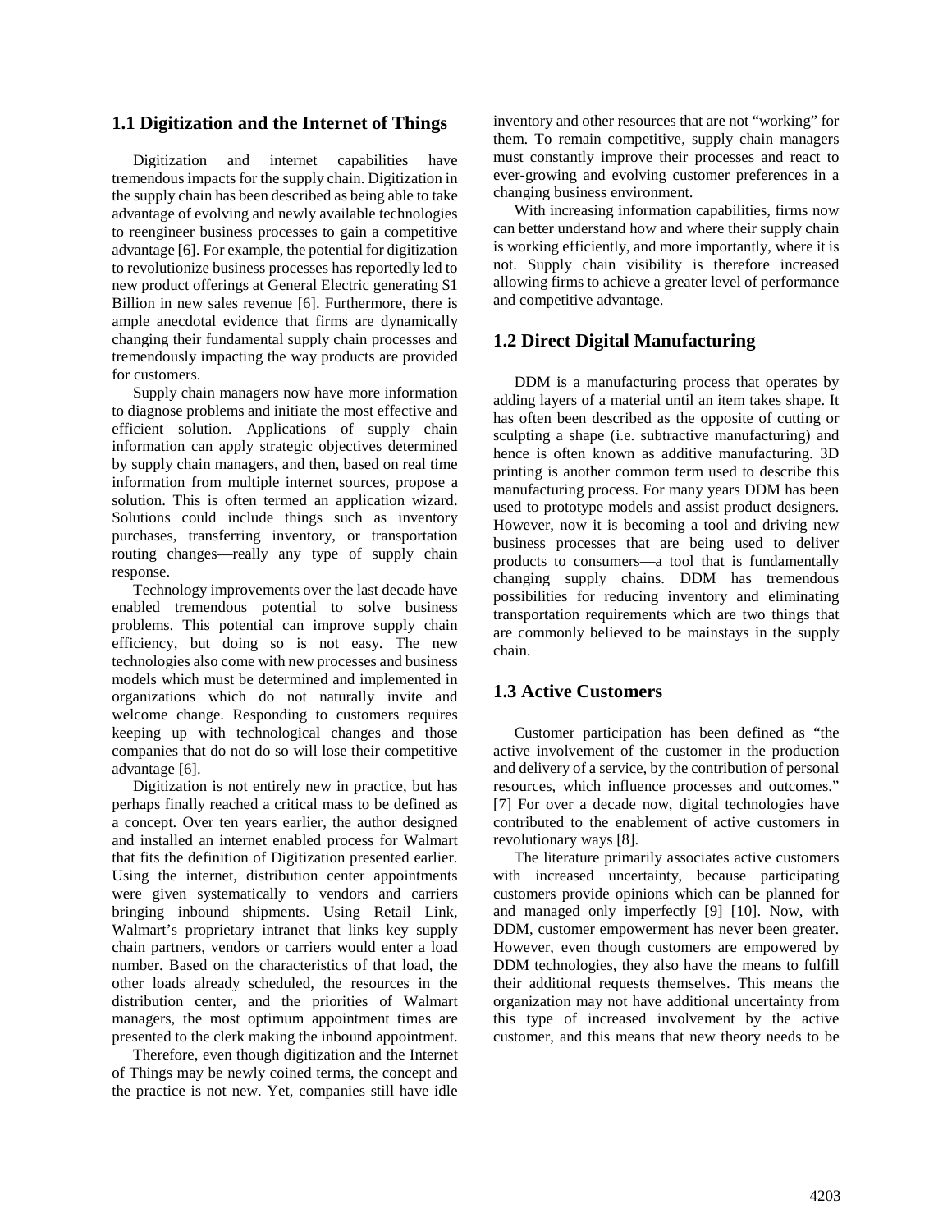## 1.1 Digitization and the Internet of Things

Digitization and internet capabilities have tremendous impacts for the supply chain. Digitization in the supply chain has been described as being able to take advantage of evolving and newly available technologies to reengineer business processes to gain a competitive advantage [6]. For example, the potential for digitization to revolutionize business processes has reportedly led to new product offerings at General Electric generating $1 Billion in new sales revenue [6]. Furthermore, there is ample anecdotal evidence that firms are dynamically changing their fundamental supply chain processes and tremendously impacting the way products are provided for customers.

Supply chain managers now have more information to diagnose problems and initiate the most effective and efficient solution. Applications of supply chain information can apply strategic objectives determined by supply chain managers, and then, based on real time information from multiple internet sources, propose a solution. This is often termed an application wizard. Solutions could include things such as inventory purchases, transferring inventory, or transportation routing changes—really any type of supply chain response.

Technology improvements over the last decade have enabled tremendous potential to solve business problems. This potential can improve supply chain efficiency, but doing so is not easy. The new technologies also come with new processes and business models which must be determined and implemented in organizations which do not naturally invite and welcome change. Responding to customers requires keeping up with technological changes and those companies that do not do so will lose their competitive advantage [6].

Digitization is not entirely new in practice, but has perhaps finally reached a critical mass to be defined as a concept. Over ten years earlier, the author designed and installed an internet enabled process for Walmart that fits the definition of Digitization presented earlier. Using the internet, distribution center appointments were given systematically to vendors and carriers bringing inbound shipments. Using Retail Link, Walmart's proprietary intranet that links key supply chain partners, vendors or carriers would enter a load number. Based on the characteristics of that load, the other loads already scheduled, the resources in the distribution center, and the priorities of Walmart managers, the most optimum appointment times are presented to the clerk making the inbound appointment.

Therefore, even though digitization and the Internet of Things may be newly coined terms, the concept and the practice is not new. Yet, companies still have idle inventory and other resources that are not "working" for them. To remain competitive, supply chain managers must constantly improve their processes and react to ever-growing and evolving customer preferences in a changing business environment.

With increasing information capabilities, firms now can better understand how and where their supply chain is working efficiently, and more importantly, where it is not. Supply chain visibility is therefore increased allowing firms to achieve a greater level of performance and competitive advantage.

## 1.2 Direct Digital Manufacturing

DDM is a manufacturing process that operates by adding layers of a material until an item takes shape. It has often been described as the opposite of cutting or sculpting a shape (i.e. subtractive manufacturing) and hence is often known as additive manufacturing. 3D printing is another common term used to describe this manufacturing process. For many years DDM has been used to prototype models and assist product designers. However, now it is becoming a tool and driving new business processes that are being used to deliver products to consumers—a tool that is fundamentally changing supply chains. DDM has tremendous possibilities for reducing inventory and eliminating transportation requirements which are two things that are commonly believed to be mainstays in the supply chain.

## 1.3 Active Customers

Customer participation has been defined as "the active involvement of the customer in the production and delivery of a service, by the contribution of personal resources, which influence processes and outcomes." [7] For over a decade now, digital technologies have contributed to the enablement of active customers in revolutionary ways [8].

The literature primarily associates active customers with increased uncertainty, because participating customers provide opinions which can be planned for and managed only imperfectly [9] [10]. Now, with DDM, customer empowerment has never been greater. However, even though customers are empowered by DDM technologies, they also have the means to fulfill their additional requests themselves. This means the organization may not have additional uncertainty from this type of increased involvement by the active customer, and this means that new theory needs to be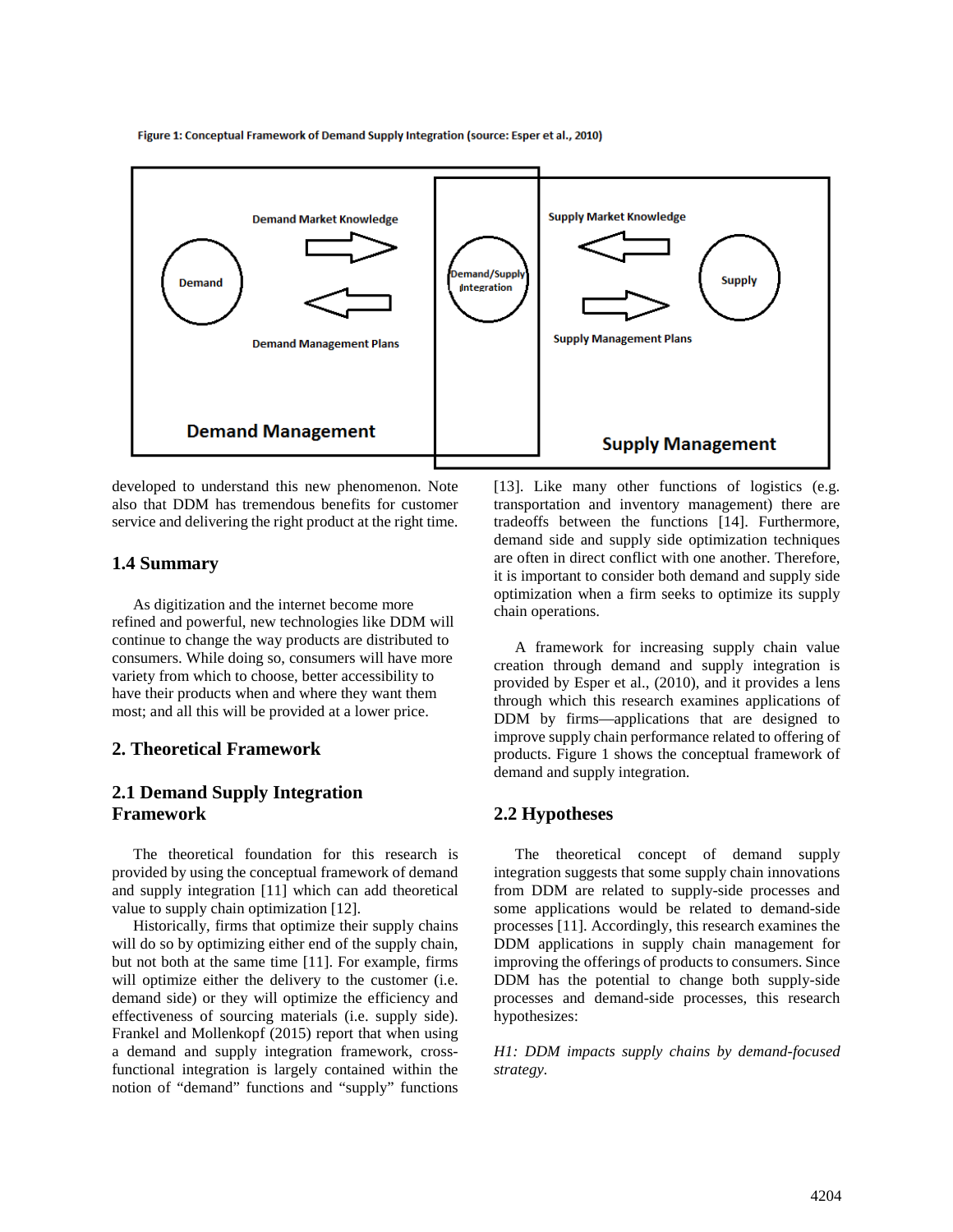Figure 1: Conceptual Framework of Demand Supply Integration (source: Esper et al., 2010)

developed to understand this new phenomenon. Note also that DDM has tremendous benefits for customer service and delivering the right product at the right time.

## 1.4 Summary

As digitization and the internet become more refined and powerful, new technologies like DDM will continue to change the way products are distributed to consumers. While doing so, consumers will have more variety from which to choose, better accessibility to have their products when and where they want them most; and all this will be provided at a lower price.

# 2. Theoretical Framework

## 2.1 Demand Supply Integration Framework

The theoretical foundation for this research is provided by using the conceptual framework of demand and supply integration [11] which can add theoretical value to supply chain optimization [12].

Historically, firms that optimize their supply chains will do so by optimizing either end of the supply chain, but not both at the same time [11]. For example, firms will optimize either the delivery to the customer (i.e. demand side) or they will optimize the efficiency and effectiveness of sourcing materials (i.e. supply side). Frankel and Mollenkopf (2015) report that when using a demand and supply integration framework, cross-functional integration is largely contained within the notion of "demand" functions and "supply" functions [13]. Like many other functions of logistics (e.g. transportation and inventory management) there are tradeoffs between the functions [14]. Furthermore, demand side and supply side optimization techniques are often in direct conflict with one another. Therefore, it is important to consider both demand and supply side optimization when a firm seeks to optimize its supply chain operations.

A framework for increasing supply chain value creation through demand and supply integration is provided by Esper et al., (2010), and it provides a lens through which this research examines applications of DDM by firms—applications that are designed to improve supply chain performance related to offering of products. Figure 1 shows the conceptual framework of demand and supply integration.

## 2.2 Hypotheses

The theoretical concept of demand supply integration suggests that some supply chain innovations from DDM are related to supply-side processes and some applications would be related to demand-side processes [11]. Accordingly, this research examines the DDM applications in supply chain management for improving the offerings of products to consumers. Since DDM has the potential to change both supply-side processes and demand-side processes, this research hypothesizes:

*H1: DDM impacts supply chains by demand-focused strategy.*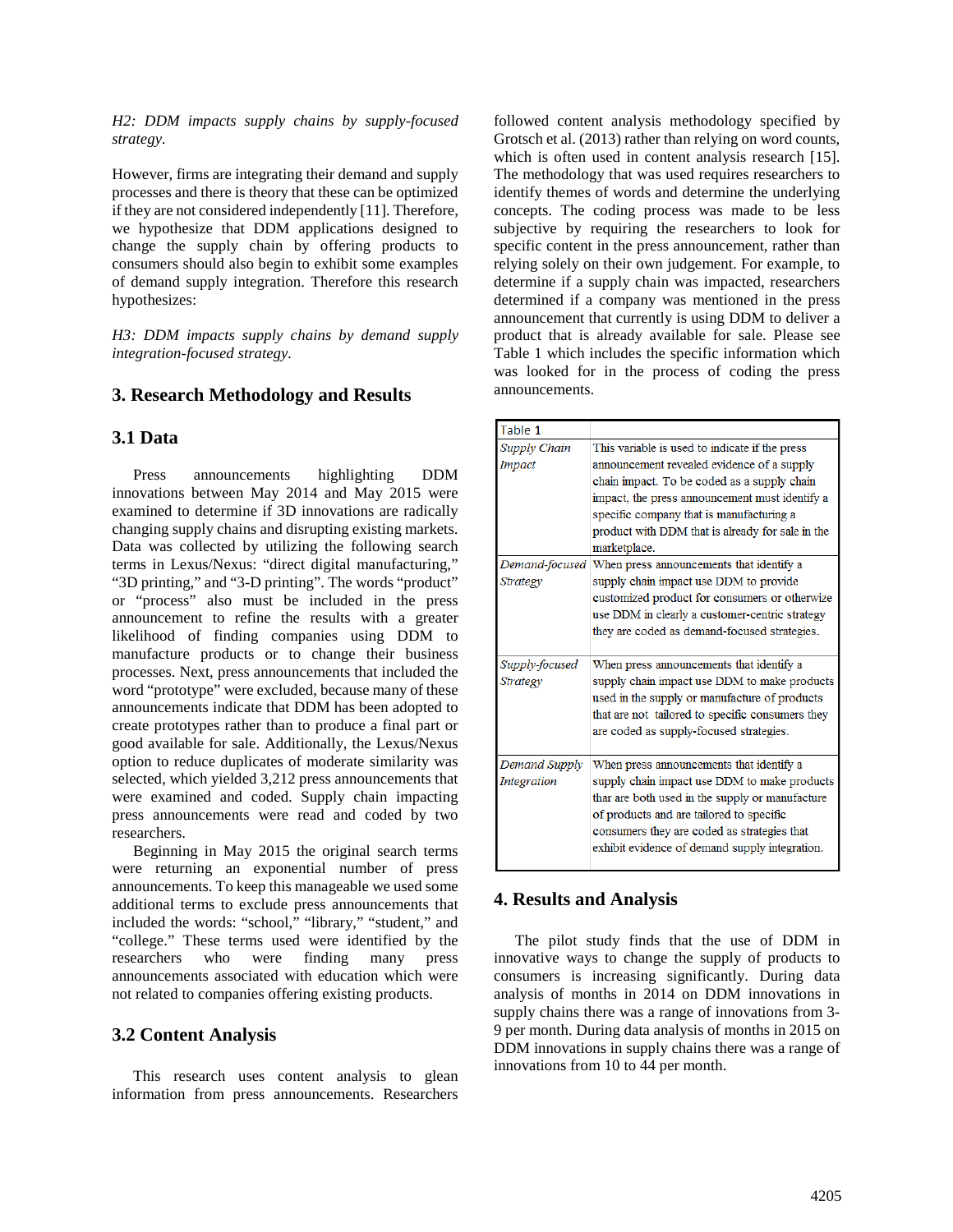*H2: DDM impacts supply chains by supply-focused strategy.*

However, firms are integrating their demand and supply processes and there is theory that these can be optimized if they are not considered independently [11]. Therefore, we hypothesize that DDM applications designed to change the supply chain by offering products to consumers should also begin to exhibit some examples of demand supply integration. Therefore this research hypothesizes:

*H3: DDM impacts supply chains by demand supply integration-focused strategy.*

## 3. Research Methodology and Results

### 3.1 Data

Press announcements highlighting DDM innovations between May 2014 and May 2015 were examined to determine if 3D innovations are radically changing supply chains and disrupting existing markets. Data was collected by utilizing the following search terms in Lexus/Nexus: "direct digital manufacturing," "3D printing," and "3-D printing". The words "product" or "process" also must be included in the press announcement to refine the results with a greater likelihood of finding companies using DDM to manufacture products or to change their business processes. Next, press announcements that included the word "prototype" were excluded, because many of these announcements indicate that DDM has been adopted to create prototypes rather than to produce a final part or good available for sale. Additionally, the Lexus/Nexus option to reduce duplicates of moderate similarity was selected, which yielded 3,212 press announcements that were examined and coded. Supply chain impacting press announcements were read and coded by two researchers.

Beginning in May 2015 the original search terms were returning an exponential number of press announcements. To keep this manageable we used some additional terms to exclude press announcements that included the words: "school," "library," "student," and "college." These terms used were identified by the researchers who were finding many press announcements associated with education which were not related to companies offering existing products.

### 3.2 Content Analysis

This research uses content analysis to glean information from press announcements. Researchers followed content analysis methodology specified by Grotsch et al. (2013) rather than relying on word counts, which is often used in content analysis research [15]. The methodology that was used requires researchers to identify themes of words and determine the underlying concepts. The coding process was made to be less subjective by requiring the researchers to look for specific content in the press announcement, rather than relying solely on their own judgement. For example, to determine if a supply chain was impacted, researchers determined if a company was mentioned in the press announcement that currently is using DDM to deliver a product that is already available for sale. Please see Table 1 which includes the specific information which was looked for in the process of coding the press announcements.

| Table **1** | |
|---|---|
| *Supply Chain Impact* | This variable is used to indicate if the press announcement revealed evidence of a supply chain impact. To be coded as a supply chain impact, the press announcement must identify a specific company that is manufacturing a product with DDM that is already for sale in the marketplace. |
| *Demand-focused Strategy* | When press announcements that identify a supply chain impact use DDM to provide customized product for consumers or otherwize use DDM in clearly a customer-centric strategy they are coded as demand-focused strategies. |
| *Supply-focused Strategy* | When press announcements that identify a supply chain impact use DDM to make products used in the supply or manufacture of products that are not tailored to specific consumers they are coded as supply-focused strategies. |
| *Demand Supply Integration* | When press announcements that identify a supply chain impact use DDM to make products thar are both used in the supply or manufacture of products and are tailored to specific consumers they are coded as strategies that exhibit evidence of demand supply integration. |

## 4. Results and Analysis

The pilot study finds that the use of DDM in innovative ways to change the supply of products to consumers is increasing significantly. During data analysis of months in 2014 on DDM innovations in supply chains there was a range of innovations from 3-9 per month. During data analysis of months in 2015 on DDM innovations in supply chains there was a range of innovations from 10 to 44 per month.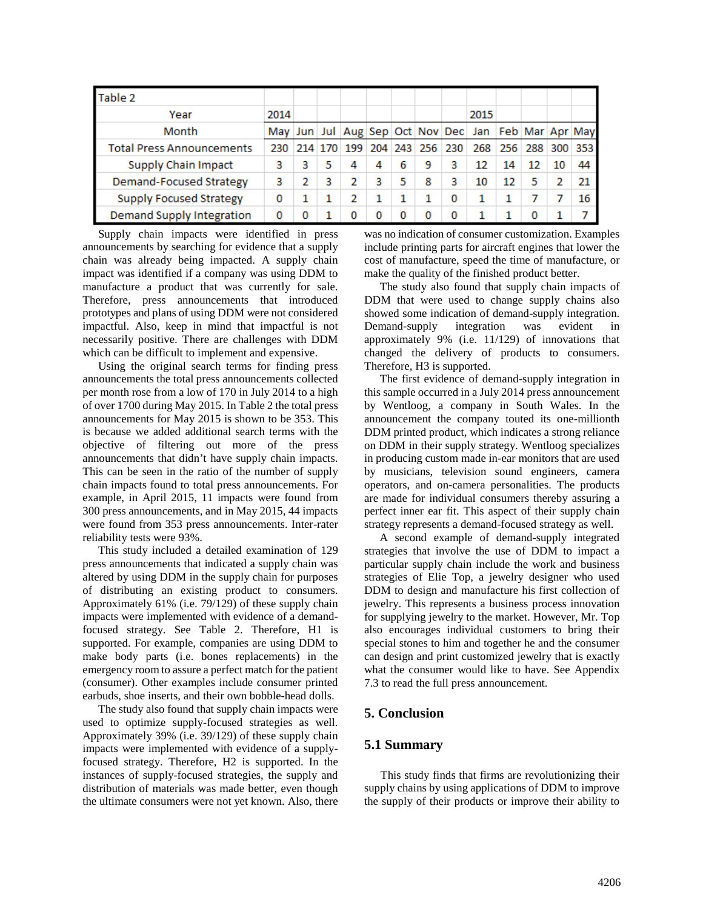| Table 2 | | | | | | | | | | | | | |
|---|---|---|---|---|---|---|---|---|---|---|---|---|---|
| Year | 2014 | | | | | | | | 2015 | | | | |
| Month | May | Jun | Jul | Aug | Sep | Oct | Nov | Dec | Jan | Feb | Mar | Apr | May |
| Total Press Announcements | 230 | 214 | 170 | 199 | 204 | 243 | 256 | 230 | 268 | 256 | 288 | 300 | 353 |
| Supply Chain Impact | 3 | 3 | 5 | 4 | 4 | 6 | 9 | 3 | 12 | 14 | 12 | 10 | 44 |
| Demand-Focused Strategy | 3 | 2 | 3 | 2 | 3 | 5 | 8 | 3 | 10 | 12 | 5 | 2 | 21 |
| Supply Focused Strategy | 0 | 1 | 1 | 2 | 1 | 1 | 1 | 0 | 1 | 1 | 7 | 7 | 16 |
| Demand Supply Integration | 0 | 0 | 1 | 0 | 0 | 0 | 0 | 0 | 1 | 1 | 0 | 1 | 7 |

Supply chain impacts were identified in press announcements by searching for evidence that a supply chain was already being impacted. A supply chain impact was identified if a company was using DDM to manufacture a product that was currently for sale. Therefore, press announcements that introduced prototypes and plans of using DDM were not considered impactful. Also, keep in mind that impactful is not necessarily positive. There are challenges with DDM which can be difficult to implement and expensive.

Using the original search terms for finding press announcements the total press announcements collected per month rose from a low of 170 in July 2014 to a high of over 1700 during May 2015. In Table 2 the total press announcements for May 2015 is shown to be 353. This is because we added additional search terms with the objective of filtering out more of the press announcements that didn't have supply chain impacts. This can be seen in the ratio of the number of supply chain impacts found to total press announcements. For example, in April 2015, 11 impacts were found from 300 press announcements, and in May 2015, 44 impacts were found from 353 press announcements. Inter-rater reliability tests were 93%.

This study included a detailed examination of 129 press announcements that indicated a supply chain was altered by using DDM in the supply chain for purposes of distributing an existing product to consumers. Approximately 61% (i.e. 79/129) of these supply chain impacts were implemented with evidence of a demand-focused strategy. See Table 2. Therefore, H1 is supported. For example, companies are using DDM to make body parts (i.e. bones replacements) in the emergency room to assure a perfect match for the patient (consumer). Other examples include consumer printed earbuds, shoe inserts, and their own bobble-head dolls.

The study also found that supply chain impacts were used to optimize supply-focused strategies as well. Approximately 39% (i.e. 39/129) of these supply chain impacts were implemented with evidence of a supply-focused strategy. Therefore, H2 is supported. In the instances of supply-focused strategies, the supply and distribution of materials was made better, even though the ultimate consumers were not yet known. Also, there was no indication of consumer customization. Examples include printing parts for aircraft engines that lower the cost of manufacture, speed the time of manufacture, or make the quality of the finished product better.

The study also found that supply chain impacts of DDM that were used to change supply chains also showed some indication of demand-supply integration. Demand-supply integration was evident in approximately 9% (i.e. 11/129) of innovations that changed the delivery of products to consumers. Therefore, H3 is supported.

The first evidence of demand-supply integration in this sample occurred in a July 2014 press announcement by Wentloog, a company in South Wales. In the announcement the company touted its one-millionth DDM printed product, which indicates a strong reliance on DDM in their supply strategy. Wentloog specializes in producing custom made in-ear monitors that are used by musicians, television sound engineers, camera operators, and on-camera personalities. The products are made for individual consumers thereby assuring a perfect inner ear fit. This aspect of their supply chain strategy represents a demand-focused strategy as well.

A second example of demand-supply integrated strategies that involve the use of DDM to impact a particular supply chain include the work and business strategies of Elie Top, a jewelry designer who used DDM to design and manufacture his first collection of jewelry. This represents a business process innovation for supplying jewelry to the market. However, Mr. Top also encourages individual customers to bring their special stones to him and together he and the consumer can design and print customized jewelry that is exactly what the consumer would like to have. See Appendix 7.3 to read the full press announcement.

## 5. Conclusion

### 5.1 Summary

This study finds that firms are revolutionizing their supply chains by using applications of DDM to improve the supply of their products or improve their ability to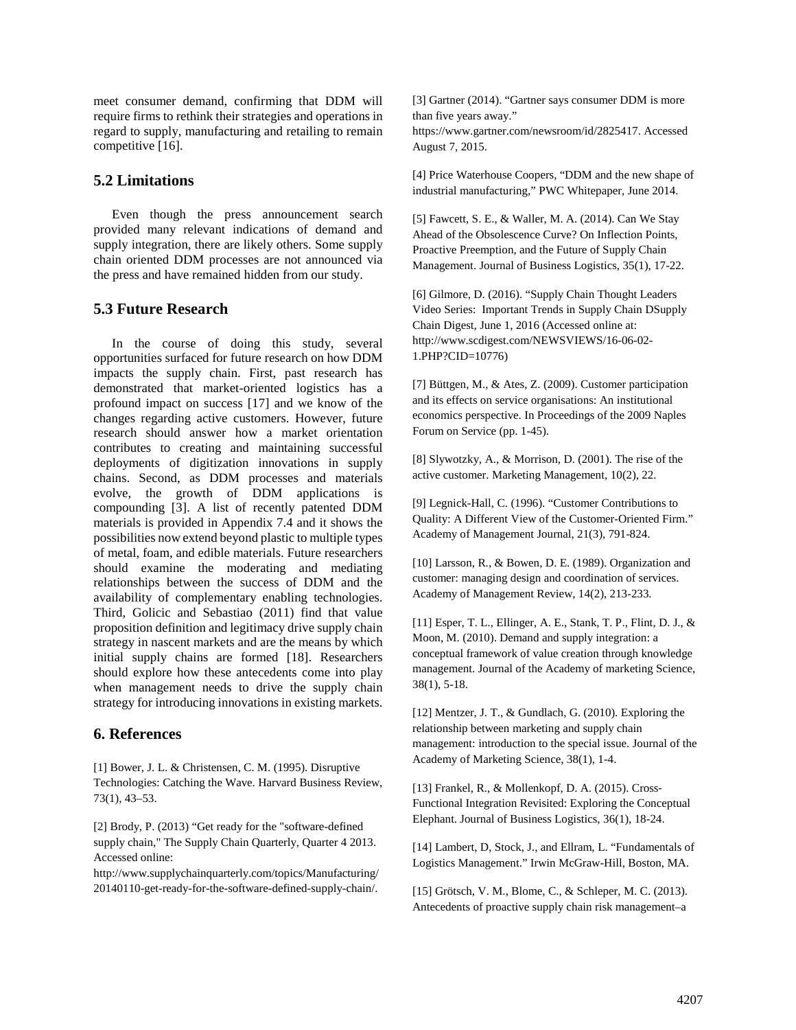meet consumer demand, confirming that DDM will require firms to rethink their strategies and operations in regard to supply, manufacturing and retailing to remain competitive [16].

## 5.2 Limitations

Even though the press announcement search provided many relevant indications of demand and supply integration, there are likely others. Some supply chain oriented DDM processes are not announced via the press and have remained hidden from our study.

## 5.3 Future Research

In the course of doing this study, several opportunities surfaced for future research on how DDM impacts the supply chain. First, past research has demonstrated that market-oriented logistics has a profound impact on success [17] and we know of the changes regarding active customers. However, future research should answer how a market orientation contributes to creating and maintaining successful deployments of digitization innovations in supply chains. Second, as DDM processes and materials evolve, the growth of DDM applications is compounding [3]. A list of recently patented DDM materials is provided in Appendix 7.4 and it shows the possibilities now extend beyond plastic to multiple types of metal, foam, and edible materials. Future researchers should examine the moderating and mediating relationships between the success of DDM and the availability of complementary enabling technologies. Third, Golicic and Sebastiao (2011) find that value proposition definition and legitimacy drive supply chain strategy in nascent markets and are the means by which initial supply chains are formed [18]. Researchers should explore how these antecedents come into play when management needs to drive the supply chain strategy for introducing innovations in existing markets.

# 6. References

[1] Bower, J. L. & Christensen, C. M. (1995). Disruptive Technologies: Catching the Wave. Harvard Business Review, 73(1), 43–53.

[2] Brody, P. (2013) "Get ready for the "software-defined supply chain," The Supply Chain Quarterly, Quarter 4 2013. Accessed online: http://www.supplychainquarterly.com/topics/Manufacturing/20140110-get-ready-for-the-software-defined-supply-chain/.

[3] Gartner (2014). "Gartner says consumer DDM is more than five years away." https://www.gartner.com/newsroom/id/2825417. Accessed August 7, 2015.

[4] Price Waterhouse Coopers, "DDM and the new shape of industrial manufacturing," PWC Whitepaper, June 2014.

[5] Fawcett, S. E., & Waller, M. A. (2014). Can We Stay Ahead of the Obsolescence Curve? On Inflection Points, Proactive Preemption, and the Future of Supply Chain Management. Journal of Business Logistics, 35(1), 17-22.

[6] Gilmore, D. (2016). "Supply Chain Thought Leaders Video Series: Important Trends in Supply Chain DSupply Chain Digest, June 1, 2016 (Accessed online at: http://www.scdigest.com/NEWSVIEWS/16-06-02-1.PHP?CID=10776)

[7] Büttgen, M., & Ates, Z. (2009). Customer participation and its effects on service organisations: An institutional economics perspective. In Proceedings of the 2009 Naples Forum on Service (pp. 1-45).

[8] Slywotzky, A., & Morrison, D. (2001). The rise of the active customer. Marketing Management, 10(2), 22.

[9] Legnick-Hall, C. (1996). "Customer Contributions to Quality: A Different View of the Customer-Oriented Firm." Academy of Management Journal, 21(3), 791-824.

[10] Larsson, R., & Bowen, D. E. (1989). Organization and customer: managing design and coordination of services. Academy of Management Review, 14(2), 213-233.

[11] Esper, T. L., Ellinger, A. E., Stank, T. P., Flint, D. J., & Moon, M. (2010). Demand and supply integration: a conceptual framework of value creation through knowledge management. Journal of the Academy of marketing Science, 38(1), 5-18.

[12] Mentzer, J. T., & Gundlach, G. (2010). Exploring the relationship between marketing and supply chain management: introduction to the special issue. Journal of the Academy of Marketing Science, 38(1), 1-4.

[13] Frankel, R., & Mollenkopf, D. A. (2015). Cross-Functional Integration Revisited: Exploring the Conceptual Elephant. Journal of Business Logistics, 36(1), 18-24.

[14] Lambert, D, Stock, J., and Ellram, L. "Fundamentals of Logistics Management." Irwin McGraw-Hill, Boston, MA.

[15] Grötsch, V. M., Blome, C., & Schleper, M. C. (2013). Antecedents of proactive supply chain risk management–a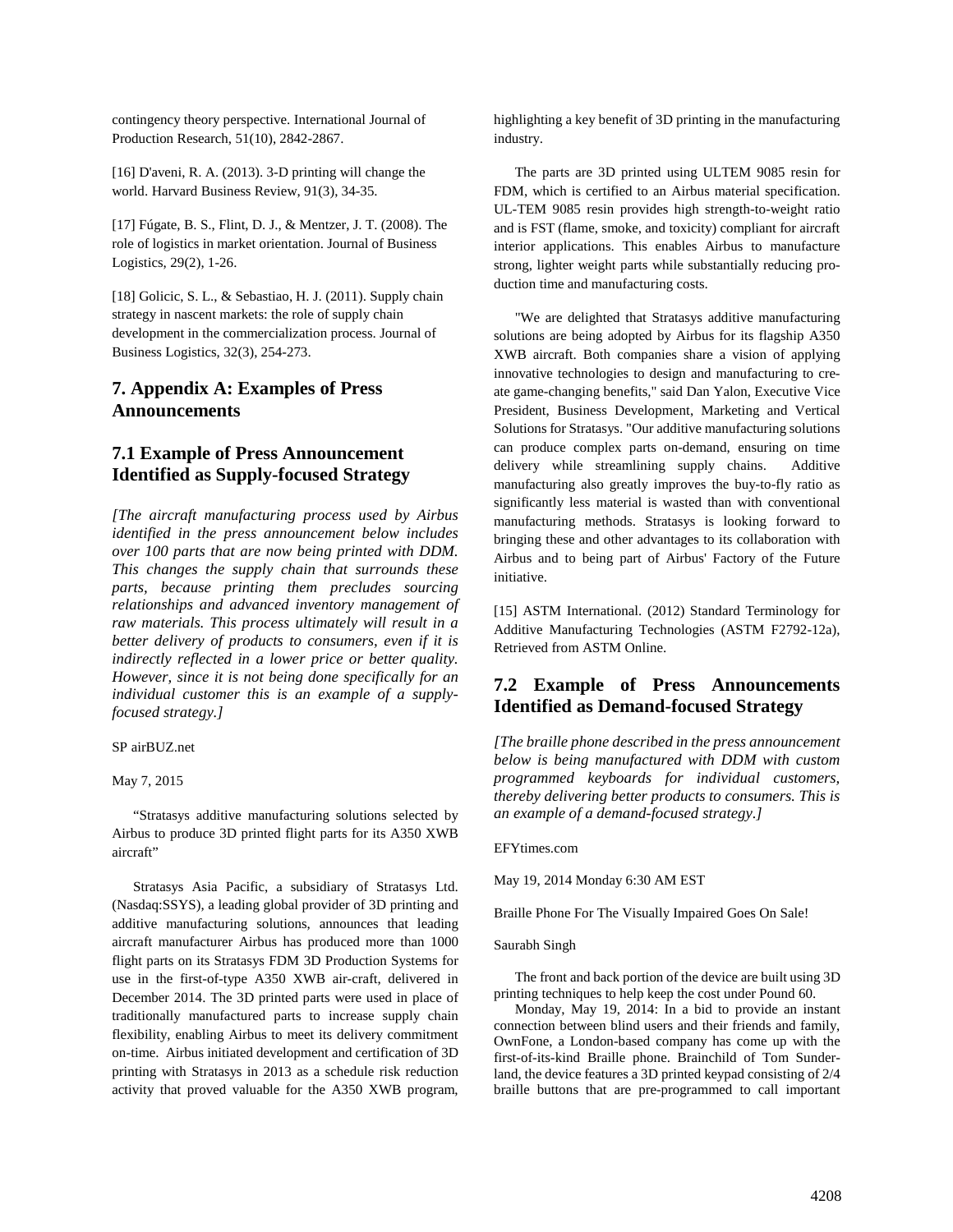contingency theory perspective. International Journal of Production Research, 51(10), 2842-2867.

[16] D'aveni, R. A. (2013). 3-D printing will change the world. Harvard Business Review, 91(3), 34-35.

[17] Fúgate, B. S., Flint, D. J., & Mentzer, J. T. (2008). The role of logistics in market orientation. Journal of Business Logistics, 29(2), 1-26.

[18] Golicic, S. L., & Sebastiao, H. J. (2011). Supply chain strategy in nascent markets: the role of supply chain development in the commercialization process. Journal of Business Logistics, 32(3), 254-273.

## 7. Appendix A: Examples of Press Announcements

### 7.1 Example of Press Announcement Identified as Supply-focused Strategy

*[The aircraft manufacturing process used by Airbus identified in the press announcement below includes over 100 parts that are now being printed with DDM. This changes the supply chain that surrounds these parts, because printing them precludes sourcing relationships and advanced inventory management of raw materials. This process ultimately will result in a better delivery of products to consumers, even if it is indirectly reflected in a lower price or better quality. However, since it is not being done specifically for an individual customer this is an example of a supply-focused strategy.]*

SP airBUZ.net

May 7, 2015

"Stratasys additive manufacturing solutions selected by Airbus to produce 3D printed flight parts for its A350 XWB aircraft"

Stratasys Asia Pacific, a subsidiary of Stratasys Ltd. (Nasdaq:SSYS), a leading global provider of 3D printing and additive manufacturing solutions, announces that leading aircraft manufacturer Airbus has produced more than 1000 flight parts on its Stratasys FDM 3D Production Systems for use in the first-of-type A350 XWB air-craft, delivered in December 2014. The 3D printed parts were used in place of traditionally manufactured parts to increase supply chain flexibility, enabling Airbus to meet its delivery commitment on-time. Airbus initiated development and certification of 3D printing with Stratasys in 2013 as a schedule risk reduction activity that proved valuable for the A350 XWB program, highlighting a key benefit of 3D printing in the manufacturing industry.

The parts are 3D printed using ULTEM 9085 resin for FDM, which is certified to an Airbus material specification. UL-TEM 9085 resin provides high strength-to-weight ratio and is FST (flame, smoke, and toxicity) compliant for aircraft interior applications. This enables Airbus to manufacture strong, lighter weight parts while substantially reducing production time and manufacturing costs.

"We are delighted that Stratasys additive manufacturing solutions are being adopted by Airbus for its flagship A350 XWB aircraft. Both companies share a vision of applying innovative technologies to design and manufacturing to create game-changing benefits," said Dan Yalon, Executive Vice President, Business Development, Marketing and Vertical Solutions for Stratasys. "Our additive manufacturing solutions can produce complex parts on-demand, ensuring on time delivery while streamlining supply chains. Additive manufacturing also greatly improves the buy-to-fly ratio as significantly less material is wasted than with conventional manufacturing methods. Stratasys is looking forward to bringing these and other advantages to its collaboration with Airbus and to being part of Airbus' Factory of the Future initiative.

[15] ASTM International. (2012) Standard Terminology for Additive Manufacturing Technologies (ASTM F2792-12a), Retrieved from ASTM Online.

### 7.2 Example of Press Announcements Identified as Demand-focused Strategy

*[The braille phone described in the press announcement below is being manufactured with DDM with custom programmed keyboards for individual customers, thereby delivering better products to consumers. This is an example of a demand-focused strategy.]*

EFYtimes.com

May 19, 2014 Monday 6:30 AM EST

Braille Phone For The Visually Impaired Goes On Sale!

Saurabh Singh

The front and back portion of the device are built using 3D printing techniques to help keep the cost under Pound 60.

Monday, May 19, 2014: In a bid to provide an instant connection between blind users and their friends and family, OwnFone, a London-based company has come up with the first-of-its-kind Braille phone. Brainchild of Tom Sunderland, the device features a 3D printed keypad consisting of 2/4 braille buttons that are pre-programmed to call important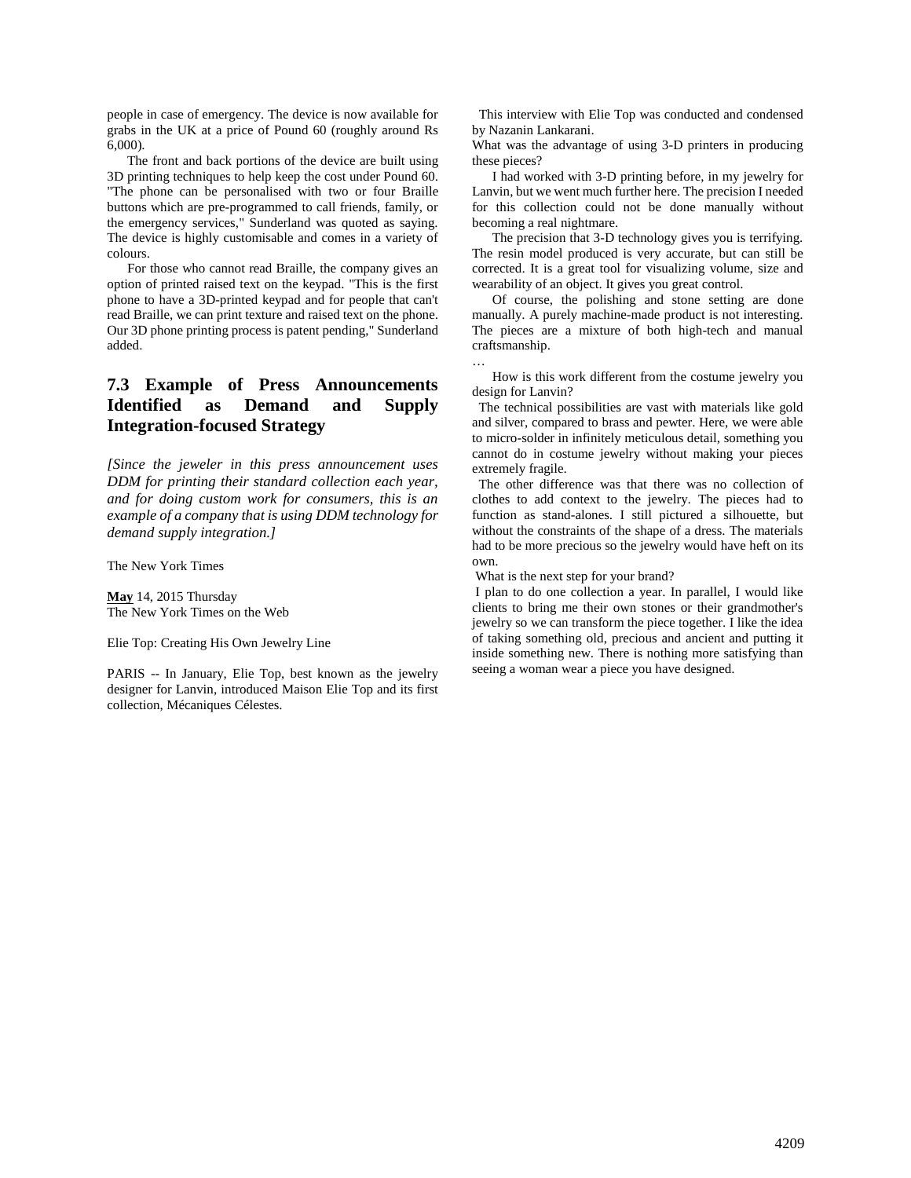people in case of emergency. The device is now available for grabs in the UK at a price of Pound 60 (roughly around Rs 6,000).

The front and back portions of the device are built using 3D printing techniques to help keep the cost under Pound 60. "The phone can be personalised with two or four Braille buttons which are pre-programmed to call friends, family, or the emergency services," Sunderland was quoted as saying. The device is highly customisable and comes in a variety of colours.

For those who cannot read Braille, the company gives an option of printed raised text on the keypad. "This is the first phone to have a 3D-printed keypad and for people that can't read Braille, we can print texture and raised text on the phone. Our 3D phone printing process is patent pending," Sunderland added.

## 7.3 Example of Press Announcements Identified as Demand and Supply Integration-focused Strategy

*[Since the jeweler in this press announcement uses DDM for printing their standard collection each year, and for doing custom work for consumers, this is an example of a company that is using DDM technology for demand supply integration.]*

The New York Times

**May** 14, 2015 Thursday
The New York Times on the Web

Elie Top: Creating His Own Jewelry Line

PARIS -- In January, Elie Top, best known as the jewelry designer for Lanvin, introduced Maison Elie Top and its first collection, Mécaniques Célestes.

This interview with Elie Top was conducted and condensed by Nazanin Lankarani.

What was the advantage of using 3-D printers in producing these pieces?

I had worked with 3-D printing before, in my jewelry for Lanvin, but we went much further here. The precision I needed for this collection could not be done manually without becoming a real nightmare.

The precision that 3-D technology gives you is terrifying. The resin model produced is very accurate, but can still be corrected. It is a great tool for visualizing volume, size and wearability of an object. It gives you great control.

Of course, the polishing and stone setting are done manually. A purely machine-made product is not interesting. The pieces are a mixture of both high-tech and manual craftsmanship.

…

How is this work different from the costume jewelry you design for Lanvin?

The technical possibilities are vast with materials like gold and silver, compared to brass and pewter. Here, we were able to micro-solder in infinitely meticulous detail, something you cannot do in costume jewelry without making your pieces extremely fragile.

The other difference was that there was no collection of clothes to add context to the jewelry. The pieces had to function as stand-alones. I still pictured a silhouette, but without the constraints of the shape of a dress. The materials had to be more precious so the jewelry would have heft on its own.

What is the next step for your brand?

I plan to do one collection a year. In parallel, I would like clients to bring me their own stones or their grandmother's jewelry so we can transform the piece together. I like the idea of taking something old, precious and ancient and putting it inside something new. There is nothing more satisfying than seeing a woman wear a piece you have designed.